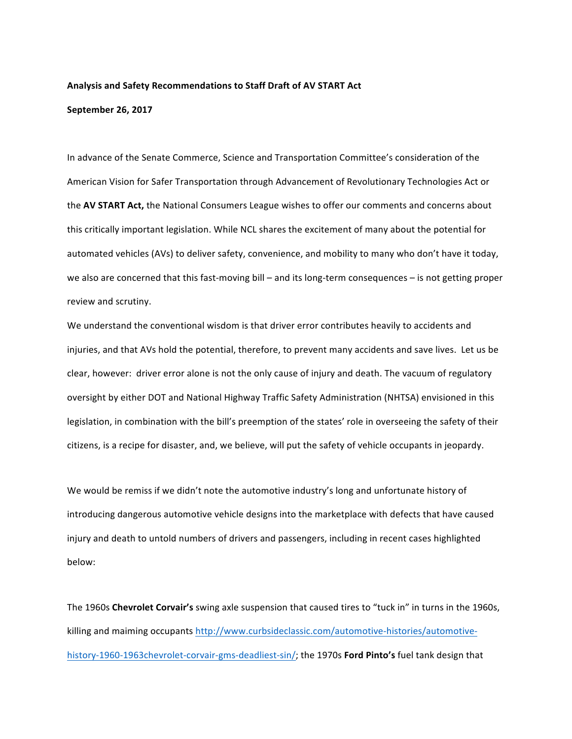**Analysis and Safety Recommendations to Staff Draft of AV START Act**

**September 26, 2017**

In advance of the Senate Commerce, Science and Transportation Committee's consideration of the American Vision for Safer Transportation through Advancement of Revolutionary Technologies Act or the **AV START Act,** the National Consumers League wishes to offer our comments and concerns about this critically important legislation. While NCL shares the excitement of many about the potential for automated vehicles (AVs) to deliver safety, convenience, and mobility to many who don't have it today, we also are concerned that this fast-moving bill – and its long-term consequences – is not getting proper review and scrutiny.

We understand the conventional wisdom is that driver error contributes heavily to accidents and injuries, and that AVs hold the potential, therefore, to prevent many accidents and save lives. Let us be clear, however: driver error alone is not the only cause of injury and death. The vacuum of regulatory oversight by either DOT and National Highway Traffic Safety Administration (NHTSA) envisioned in this legislation, in combination with the bill's preemption of the states' role in overseeing the safety of their citizens, is a recipe for disaster, and, we believe, will put the safety of vehicle occupants in jeopardy.

We would be remiss if we didn't note the automotive industry's long and unfortunate history of introducing dangerous automotive vehicle designs into the marketplace with defects that have caused injury and death to untold numbers of drivers and passengers, including in recent cases highlighted below:

The 1960s **Chevrolet Corvair's** swing axle suspension that caused tires to "tuck in" in turns in the 1960s, killing and maiming occupants http://www.curbsideclassic.com/automotive-histories/automotive-history-1960-1963chevrolet-corvair-gms-deadliest-sin/; the 1970s **Ford Pinto's** fuel tank design that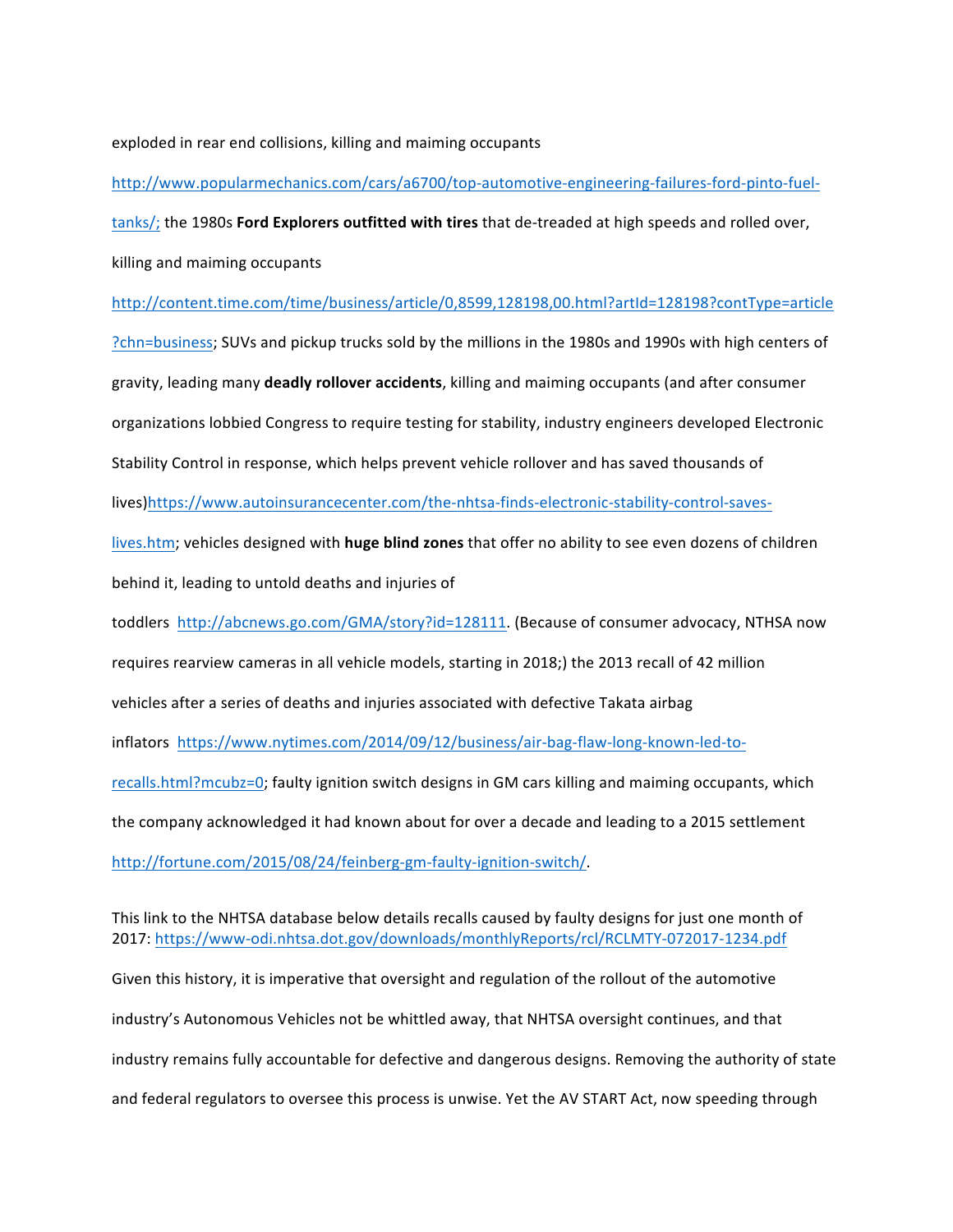exploded in rear end collisions, killing and maiming occupants http://www.popularmechanics.com/cars/a6700/top-automotive-engineering-failures-ford-pinto-fuel-tanks/; the 1980s **Ford Explorers outfitted with tires** that de-treaded at high speeds and rolled over, killing and maiming occupants http://content.time.com/time/business/article/0,8599,128198,00.html?artId=128198?contType=article?chn=business; SUVs and pickup trucks sold by the millions in the 1980s and 1990s with high centers of gravity, leading many **deadly rollover accidents**, killing and maiming occupants (and after consumer organizations lobbied Congress to require testing for stability, industry engineers developed Electronic Stability Control in response, which helps prevent vehicle rollover and has saved thousands of lives)https://www.autoinsurancecenter.com/the-nhtsa-finds-electronic-stability-control-saves-lives.htm; vehicles designed with **huge blind zones** that offer no ability to see even dozens of children behind it, leading to untold deaths and injuries of toddlers http://abcnews.go.com/GMA/story?id=128111. (Because of consumer advocacy, NTHSA now requires rearview cameras in all vehicle models, starting in 2018;) the 2013 recall of 42 million vehicles after a series of deaths and injuries associated with defective Takata airbag inflators https://www.nytimes.com/2014/09/12/business/air-bag-flaw-long-known-led-to-recalls.html?mcubz=0; faulty ignition switch designs in GM cars killing and maiming occupants, which the company acknowledged it had known about for over a decade and leading to a 2015 settlement http://fortune.com/2015/08/24/feinberg-gm-faulty-ignition-switch/.

This link to the NHTSA database below details recalls caused by faulty designs for just one month of 2017: https://www-odi.nhtsa.dot.gov/downloads/monthlyReports/rcl/RCLMTY-072017-1234.pdf

Given this history, it is imperative that oversight and regulation of the rollout of the automotive industry's Autonomous Vehicles not be whittled away, that NHTSA oversight continues, and that industry remains fully accountable for defective and dangerous designs. Removing the authority of state and federal regulators to oversee this process is unwise. Yet the AV START Act, now speeding through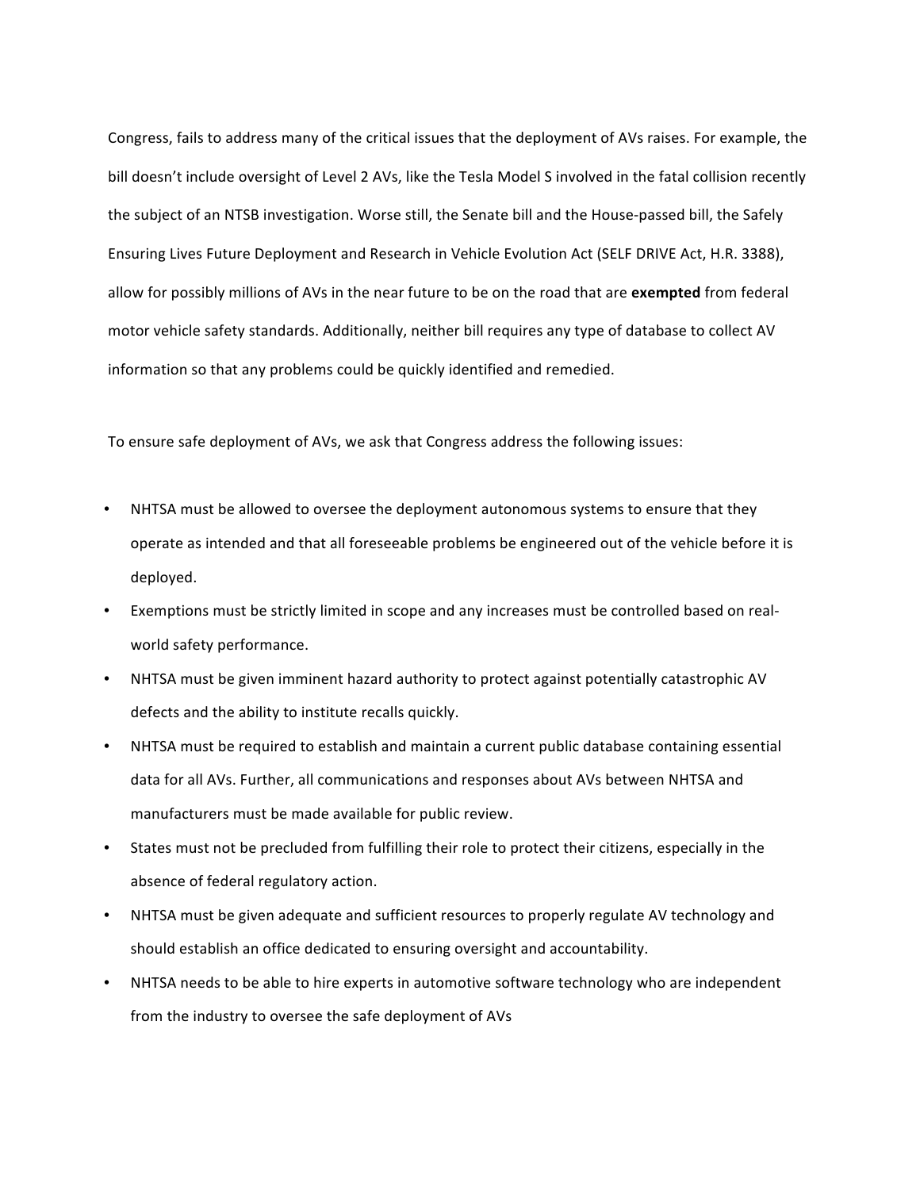Congress, fails to address many of the critical issues that the deployment of AVs raises. For example, the bill doesn't include oversight of Level 2 AVs, like the Tesla Model S involved in the fatal collision recently the subject of an NTSB investigation. Worse still, the Senate bill and the House-passed bill, the Safely Ensuring Lives Future Deployment and Research in Vehicle Evolution Act (SELF DRIVE Act, H.R. 3388), allow for possibly millions of AVs in the near future to be on the road that are **exempted** from federal motor vehicle safety standards. Additionally, neither bill requires any type of database to collect AV information so that any problems could be quickly identified and remedied.

To ensure safe deployment of AVs, we ask that Congress address the following issues:

- NHTSA must be allowed to oversee the deployment autonomous systems to ensure that they operate as intended and that all foreseeable problems be engineered out of the vehicle before it is deployed.
- Exemptions must be strictly limited in scope and any increases must be controlled based on real-world safety performance.
- NHTSA must be given imminent hazard authority to protect against potentially catastrophic AV defects and the ability to institute recalls quickly.
- NHTSA must be required to establish and maintain a current public database containing essential data for all AVs. Further, all communications and responses about AVs between NHTSA and manufacturers must be made available for public review.
- States must not be precluded from fulfilling their role to protect their citizens, especially in the absence of federal regulatory action.
- NHTSA must be given adequate and sufficient resources to properly regulate AV technology and should establish an office dedicated to ensuring oversight and accountability.
- NHTSA needs to be able to hire experts in automotive software technology who are independent from the industry to oversee the safe deployment of AVs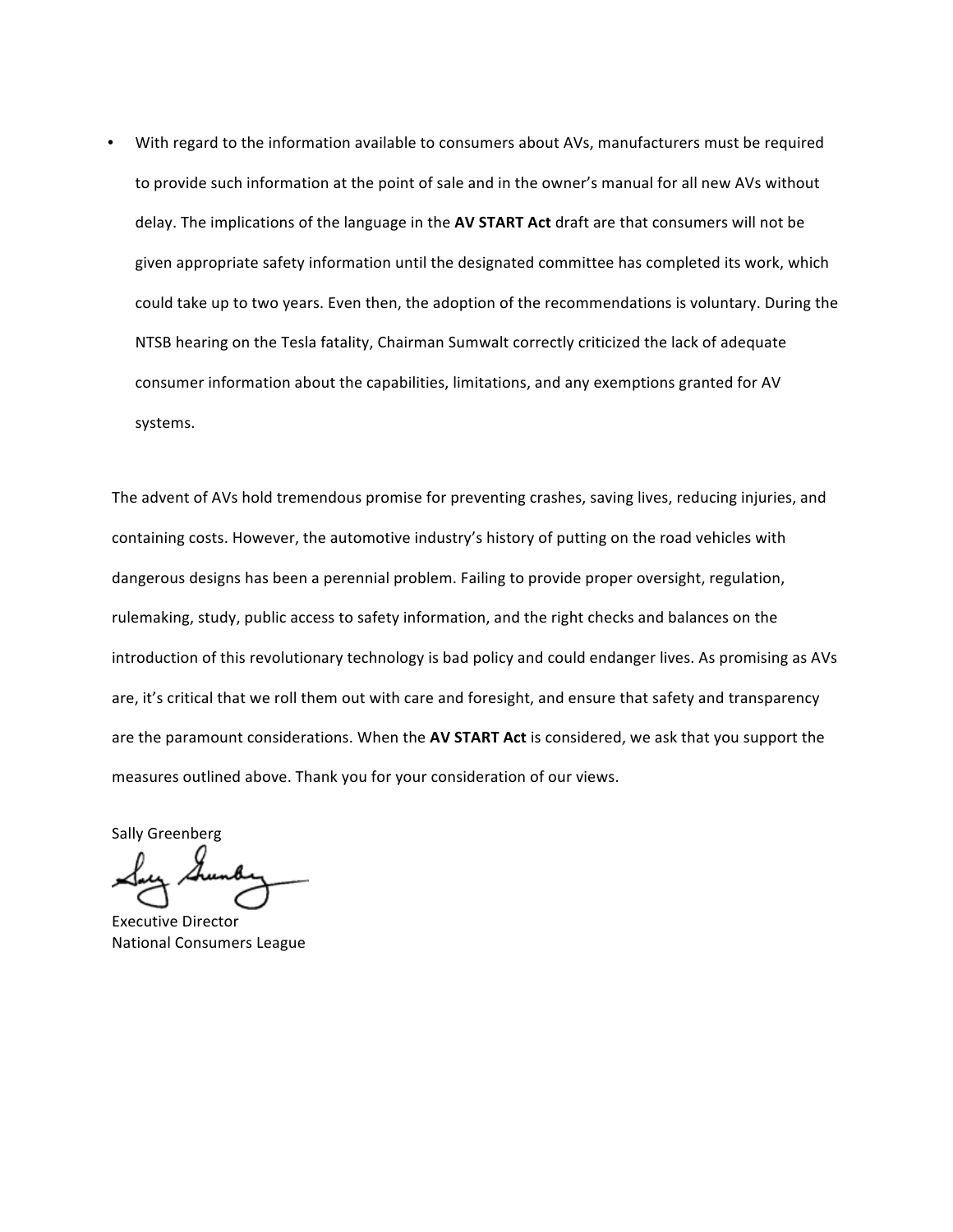- With regard to the information available to consumers about AVs, manufacturers must be required to provide such information at the point of sale and in the owner's manual for all new AVs without delay. The implications of the language in the **AV START Act** draft are that consumers will not be given appropriate safety information until the designated committee has completed its work, which could take up to two years. Even then, the adoption of the recommendations is voluntary. During the NTSB hearing on the Tesla fatality, Chairman Sumwalt correctly criticized the lack of adequate consumer information about the capabilities, limitations, and any exemptions granted for AV systems.

The advent of AVs hold tremendous promise for preventing crashes, saving lives, reducing injuries, and containing costs. However, the automotive industry's history of putting on the road vehicles with dangerous designs has been a perennial problem. Failing to provide proper oversight, regulation, rulemaking, study, public access to safety information, and the right checks and balances on the introduction of this revolutionary technology is bad policy and could endanger lives. As promising as AVs are, it's critical that we roll them out with care and foresight, and ensure that safety and transparency are the paramount considerations. When the **AV START Act** is considered, we ask that you support the measures outlined above. Thank you for your consideration of our views.

Sally Greenberg

Executive Director
National Consumers League